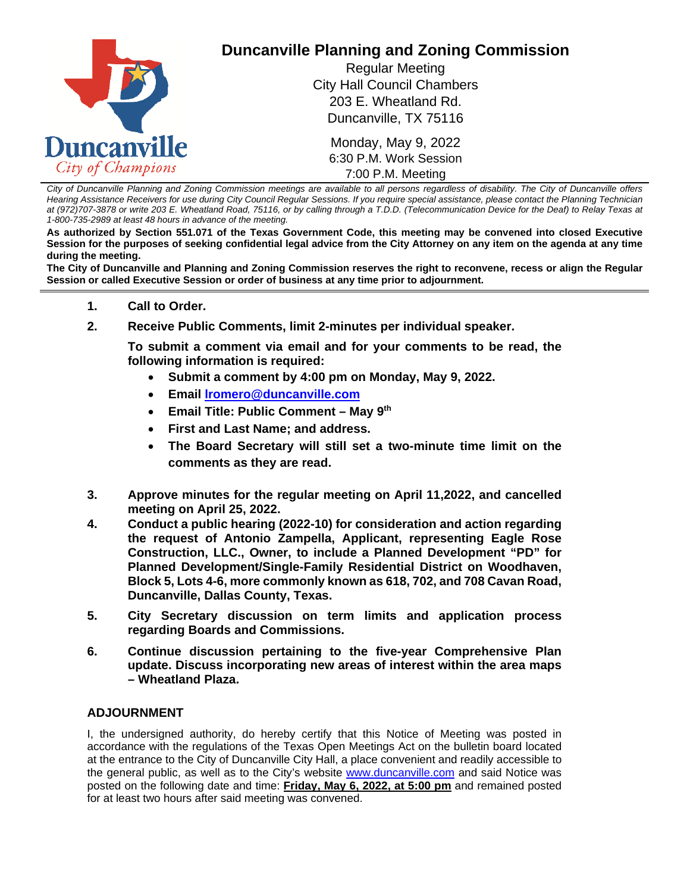# Duncanville Planning and Zoning Commission

Regular Meeting
City Hall Council Chambers
203 E. Wheatland Rd.
Duncanville, TX 75116

Monday, May 9, 2022
6:30 P.M. Work Session
7:00 P.M. Meeting

*City of Duncanville Planning and Zoning Commission meetings are available to all persons regardless of disability. The City of Duncanville offers Hearing Assistance Receivers for use during City Council Regular Sessions. If you require special assistance, please contact the Planning Technician at (972)707-3878 or write 203 E. Wheatland Road, 75116, or by calling through a T.D.D. (Telecommunication Device for the Deaf) to Relay Texas at 1-800-735-2989 at least 48 hours in advance of the meeting.*

**As authorized by Section 551.071 of the Texas Government Code, this meeting may be convened into closed Executive Session for the purposes of seeking confidential legal advice from the City Attorney on any item on the agenda at any time during the meeting.**

**The City of Duncanville and Planning and Zoning Commission reserves the right to reconvene, recess or align the Regular Session or called Executive Session or order of business at any time prior to adjournment.**

---

1. **Call to Order.**

2. **Receive Public Comments, limit 2-minutes per individual speaker.**

   **To submit a comment via email and for your comments to be read, the following information is required:**
   - **Submit a comment by 4:00 pm on Monday, May 9, 2022.**
   - **Email lromero@duncanville.com**
   - **Email Title: Public Comment – May 9th**
   - **First and Last Name; and address.**
   - **The Board Secretary will still set a two-minute time limit on the comments as they are read.**

3. **Approve minutes for the regular meeting on April 11,2022, and cancelled meeting on April 25, 2022.**

4. **Conduct a public hearing (2022-10) for consideration and action regarding the request of Antonio Zampella, Applicant, representing Eagle Rose Construction, LLC., Owner, to include a Planned Development "PD" for Planned Development/Single-Family Residential District on Woodhaven, Block 5, Lots 4-6, more commonly known as 618, 702, and 708 Cavan Road, Duncanville, Dallas County, Texas.**

5. **City Secretary discussion on term limits and application process regarding Boards and Commissions.**

6. **Continue discussion pertaining to the five-year Comprehensive Plan update. Discuss incorporating new areas of interest within the area maps – Wheatland Plaza.**

## ADJOURNMENT

I, the undersigned authority, do hereby certify that this Notice of Meeting was posted in accordance with the regulations of the Texas Open Meetings Act on the bulletin board located at the entrance to the City of Duncanville City Hall, a place convenient and readily accessible to the general public, as well as to the City's website www.duncanville.com and said Notice was posted on the following date and time: **Friday, May 6, 2022, at 5:00 pm** and remained posted for at least two hours after said meeting was convened.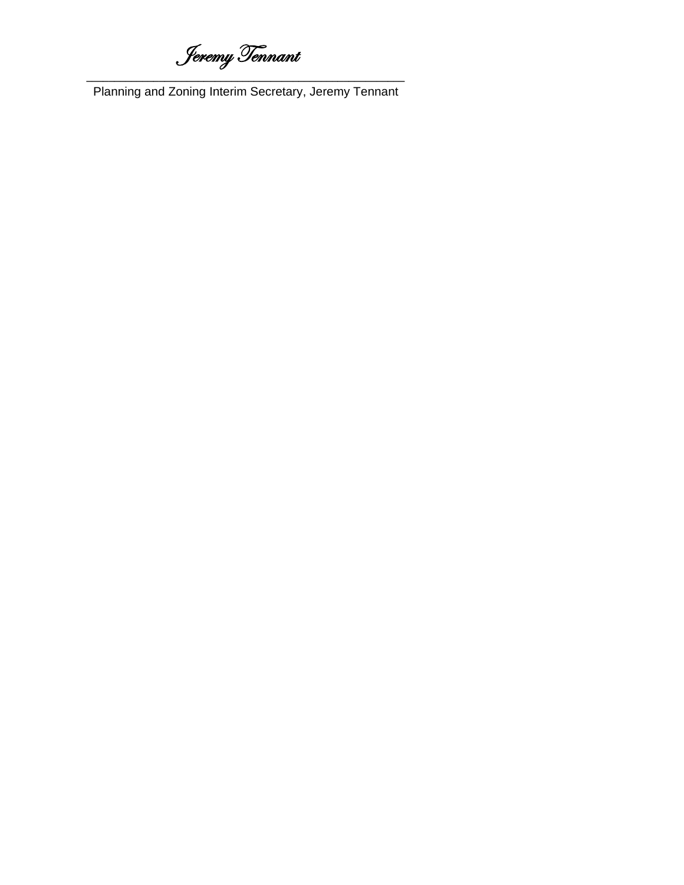*Jeremy Tennant*

\_\_\_\_\_\_\_\_\_\_\_\_\_\_\_\_\_\_\_\_\_\_\_\_\_\_\_\_\_\_\_\_\_\_\_\_\_\_\_\_\_\_\_\_\_\_

Planning and Zoning Interim Secretary, Jeremy Tennant